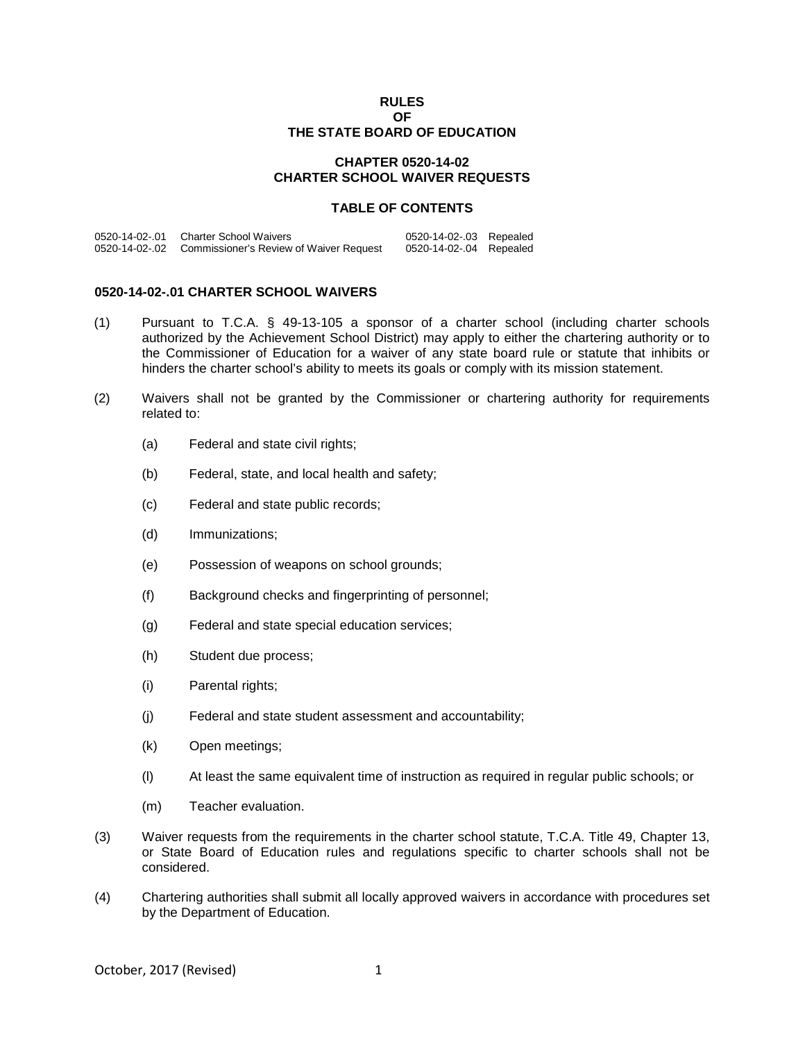**RULES**
**OF**
**THE STATE BOARD OF EDUCATION**

**CHAPTER 0520-14-02**
**CHARTER SCHOOL WAIVER REQUESTS**

**TABLE OF CONTENTS**

| | | | |
|---|---|---|---|
| 0520-14-02-.01 | Charter School Waivers | 0520-14-02-.03 | Repealed |
| 0520-14-02-.02 | Commissioner's Review of Waiver Request | 0520-14-02-.04 | Repealed |

**0520-14-02-.01 CHARTER SCHOOL WAIVERS**

(1) Pursuant to T.C.A. § 49-13-105 a sponsor of a charter school (including charter schools authorized by the Achievement School District) may apply to either the chartering authority or to the Commissioner of Education for a waiver of any state board rule or statute that inhibits or hinders the charter school's ability to meets its goals or comply with its mission statement.

(2) Waivers shall not be granted by the Commissioner or chartering authority for requirements related to:

(a) Federal and state civil rights;

(b) Federal, state, and local health and safety;

(c) Federal and state public records;

(d) Immunizations;

(e) Possession of weapons on school grounds;

(f) Background checks and fingerprinting of personnel;

(g) Federal and state special education services;

(h) Student due process;

(i) Parental rights;

(j) Federal and state student assessment and accountability;

(k) Open meetings;

(l) At least the same equivalent time of instruction as required in regular public schools; or

(m) Teacher evaluation.

(3) Waiver requests from the requirements in the charter school statute, T.C.A. Title 49, Chapter 13, or State Board of Education rules and regulations specific to charter schools shall not be considered.

(4) Chartering authorities shall submit all locally approved waivers in accordance with procedures set by the Department of Education.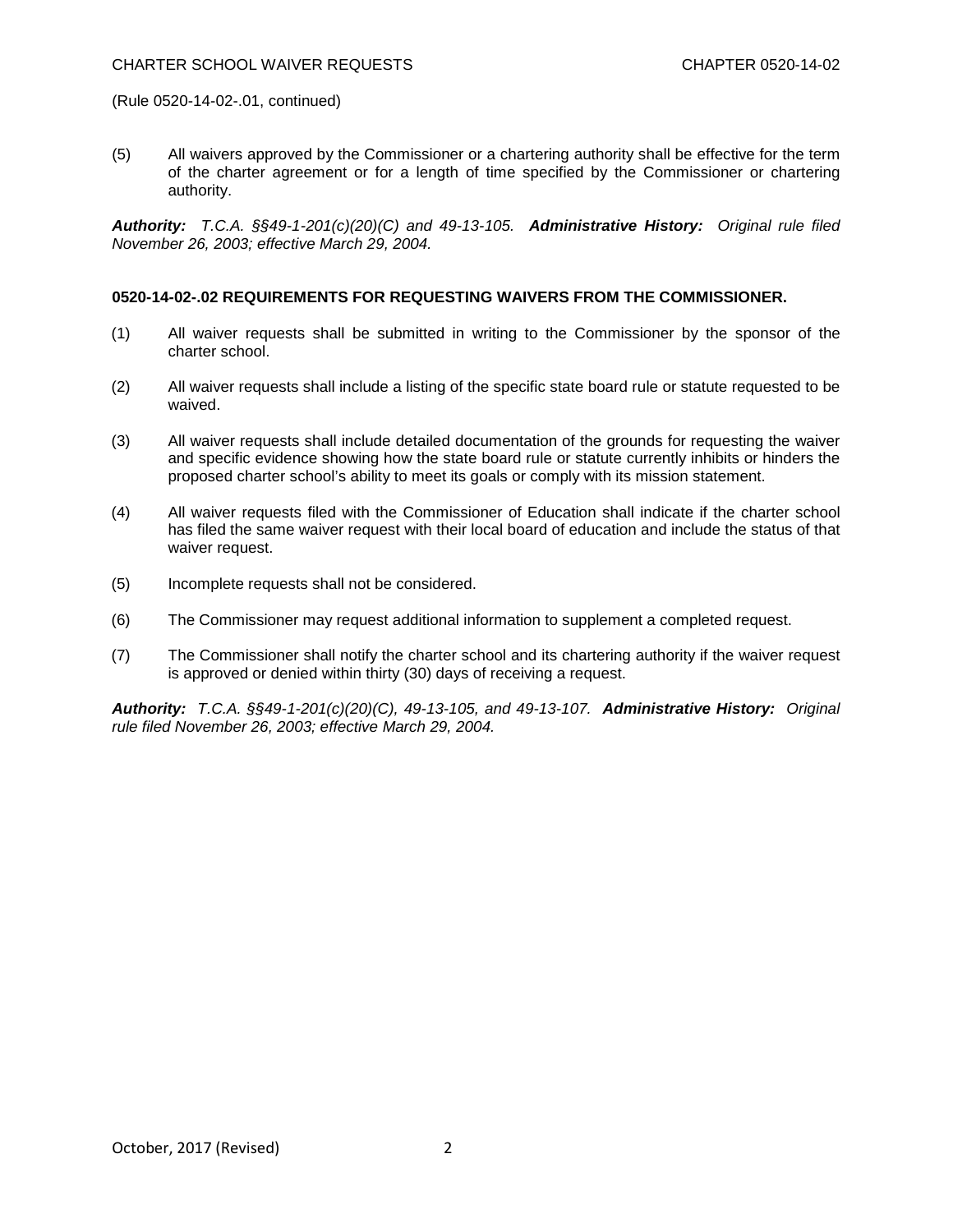(Rule 0520-14-02-.01, continued)

(5) All waivers approved by the Commissioner or a chartering authority shall be effective for the term of the charter agreement or for a length of time specified by the Commissioner or chartering authority.

***Authority:*** *T.C.A. §§49-1-201(c)(20)(C) and 49-13-105.* ***Administrative History:*** *Original rule filed November 26, 2003; effective March 29, 2004.*

**0520-14-02-.02 REQUIREMENTS FOR REQUESTING WAIVERS FROM THE COMMISSIONER.**

(1) All waiver requests shall be submitted in writing to the Commissioner by the sponsor of the charter school.

(2) All waiver requests shall include a listing of the specific state board rule or statute requested to be waived.

(3) All waiver requests shall include detailed documentation of the grounds for requesting the waiver and specific evidence showing how the state board rule or statute currently inhibits or hinders the proposed charter school's ability to meet its goals or comply with its mission statement.

(4) All waiver requests filed with the Commissioner of Education shall indicate if the charter school has filed the same waiver request with their local board of education and include the status of that waiver request.

(5) Incomplete requests shall not be considered.

(6) The Commissioner may request additional information to supplement a completed request.

(7) The Commissioner shall notify the charter school and its chartering authority if the waiver request is approved or denied within thirty (30) days of receiving a request.

***Authority:*** *T.C.A. §§49-1-201(c)(20)(C), 49-13-105, and 49-13-107.* ***Administrative History:*** *Original rule filed November 26, 2003; effective March 29, 2004.*